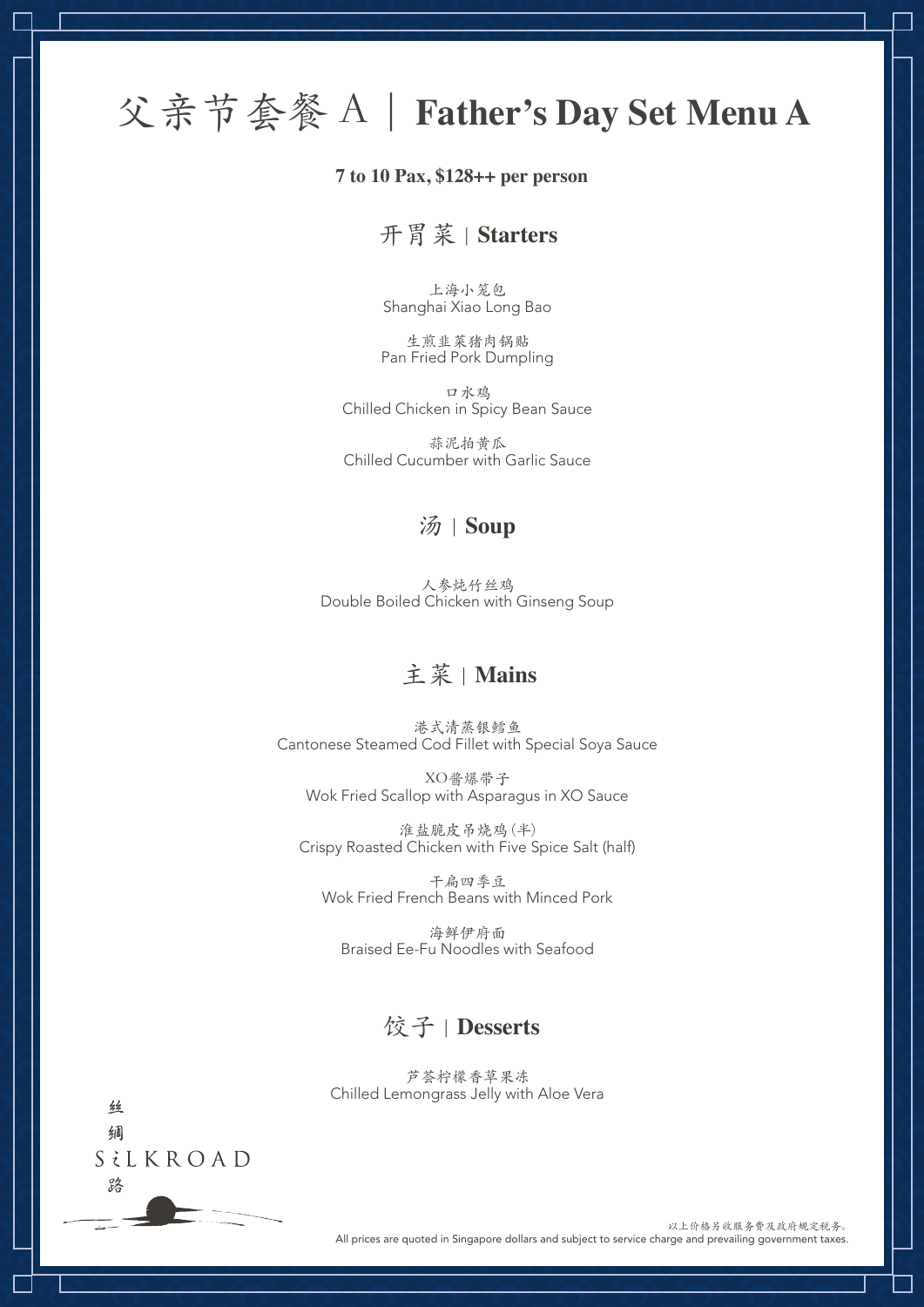# 父亲节套餐 A｜Father's Day Set Menu A

**7 to 10 Pax, $128++ per person**

## 开胃菜 | Starters

上海小笼包
Shanghai Xiao Long Bao

生煎韭菜猪肉锅贴
Pan Fried Pork Dumpling

口水鸡
Chilled Chicken in Spicy Bean Sauce

蒜泥拍黄瓜
Chilled Cucumber with Garlic Sauce

## 汤 | Soup

人参炖竹丝鸡
Double Boiled Chicken with Ginseng Soup

## 主菜 | Mains

港式清蒸银鳕鱼
Cantonese Steamed Cod Fillet with Special Soya Sauce

XO酱爆带子
Wok Fried Scallop with Asparagus in XO Sauce

淮盐脆皮吊烧鸡(半)
Crispy Roasted Chicken with Five Spice Salt (half)

干扁四季豆
Wok Fried French Beans with Minced Pork

海鲜伊府面
Braised Ee-Fu Noodles with Seafood

## 饺子 | Desserts

芦荟柠檬香草果冻
Chilled Lemongrass Jelly with Aloe Vera

丝绸路 SILKROAD

以上价格另收服务费及政府规定税务。
All prices are quoted in Singapore dollars and subject to service charge and prevailing government taxes.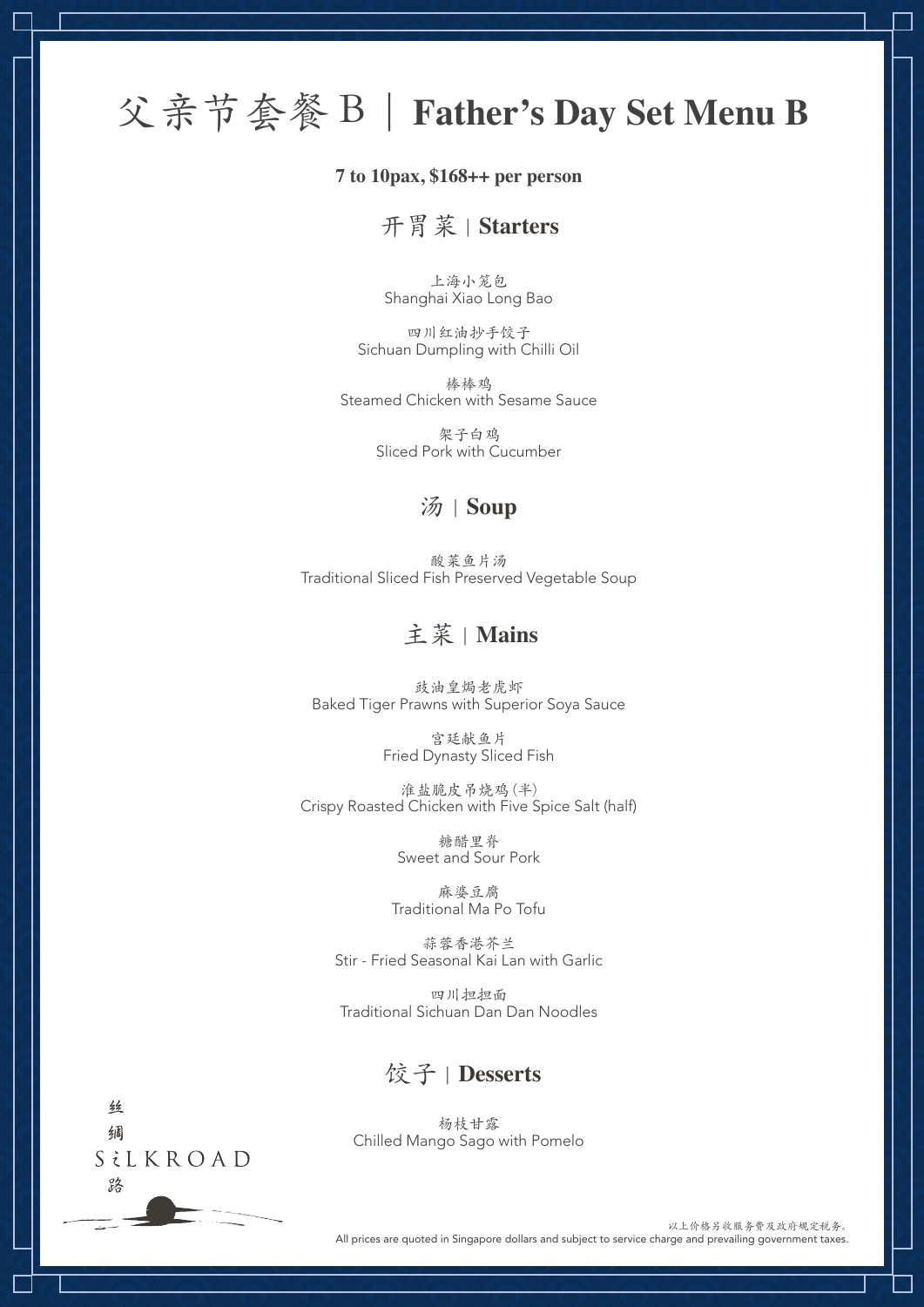# 父亲节套餐 B | Father's Day Set Menu B

**7 to 10pax, $168++ per person**

## 开胃菜 | Starters

上海小笼包
Shanghai Xiao Long Bao

四川红油抄手饺子
Sichuan Dumpling with Chilli Oil

棒棒鸡
Steamed Chicken with Sesame Sauce

架子白鸡
Sliced Pork with Cucumber

## 汤 | Soup

酸菜鱼片汤
Traditional Sliced Fish Preserved Vegetable Soup

## 主菜 | Mains

豉油皇焗老虎虾
Baked Tiger Prawns with Superior Soya Sauce

宫廷献鱼片
Fried Dynasty Sliced Fish

淮盐脆皮吊烧鸡(半)
Crispy Roasted Chicken with Five Spice Salt (half)

糖醋里脊
Sweet and Sour Pork

麻婆豆腐
Traditional Ma Po Tofu

蒜蓉香港芥兰
Stir - Fried Seasonal Kai Lan with Garlic

四川担担面
Traditional Sichuan Dan Dan Noodles

## 饺子 | Desserts

杨枝甘露
Chilled Mango Sago with Pomelo

丝绸路 SILKROAD

以上价格另收服务费及政府规定税务。
All prices are quoted in Singapore dollars and subject to service charge and prevailing government taxes.